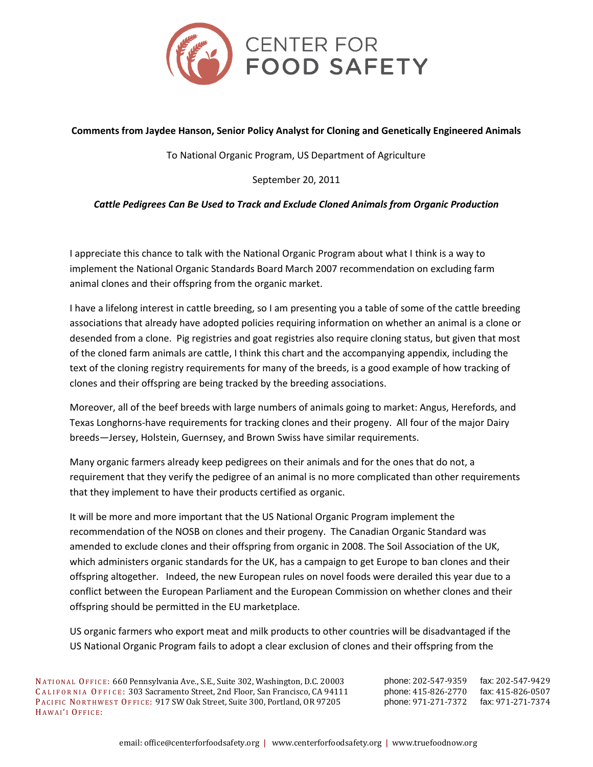CENTER FOR FOOD SAFETY

**Comments from Jaydee Hanson, Senior Policy Analyst for Cloning and Genetically Engineered Animals**

To National Organic Program, US Department of Agriculture

September 20, 2011

***Cattle Pedigrees Can Be Used to Track and Exclude Cloned Animals from Organic Production***

I appreciate this chance to talk with the National Organic Program about what I think is a way to implement the National Organic Standards Board March 2007 recommendation on excluding farm animal clones and their offspring from the organic market.

I have a lifelong interest in cattle breeding, so I am presenting you a table of some of the cattle breeding associations that already have adopted policies requiring information on whether an animal is a clone or desended from a clone. Pig registries and goat registries also require cloning status, but given that most of the cloned farm animals are cattle, I think this chart and the accompanying appendix, including the text of the cloning registry requirements for many of the breeds, is a good example of how tracking of clones and their offspring are being tracked by the breeding associations.

Moreover, all of the beef breeds with large numbers of animals going to market: Angus, Herefords, and Texas Longhorns-have requirements for tracking clones and their progeny. All four of the major Dairy breeds—Jersey, Holstein, Guernsey, and Brown Swiss have similar requirements.

Many organic farmers already keep pedigrees on their animals and for the ones that do not, a requirement that they verify the pedigree of an animal is no more complicated than other requirements that they implement to have their products certified as organic.

It will be more and more important that the US National Organic Program implement the recommendation of the NOSB on clones and their progeny. The Canadian Organic Standard was amended to exclude clones and their offspring from organic in 2008. The Soil Association of the UK, which administers organic standards for the UK, has a campaign to get Europe to ban clones and their offspring altogether. Indeed, the new European rules on novel foods were derailed this year due to a conflict between the European Parliament and the European Commission on whether clones and their offspring should be permitted in the EU marketplace.

US organic farmers who export meat and milk products to other countries will be disadvantaged if the US National Organic Program fails to adopt a clear exclusion of clones and their offspring from the

NATIONAL OFFICE: 660 Pennsylvania Ave., S.E., Suite 302, Washington, D.C. 20003 phone: 202-547-9359 fax: 202-547-9429
CALIFORNIA OFFICE: 303 Sacramento Street, 2nd Floor, San Francisco, CA 94111 phone: 415-826-2770 fax: 415-826-0507
PACIFIC NORTHWEST OFFICE: 917 SW Oak Street, Suite 300, Portland, OR 97205 phone: 971-271-7372 fax: 971-271-7374
HAWAI'I OFFICE:

email: office@centerforfoodsafety.org | www.centerforfoodsafety.org | www.truefoodnow.org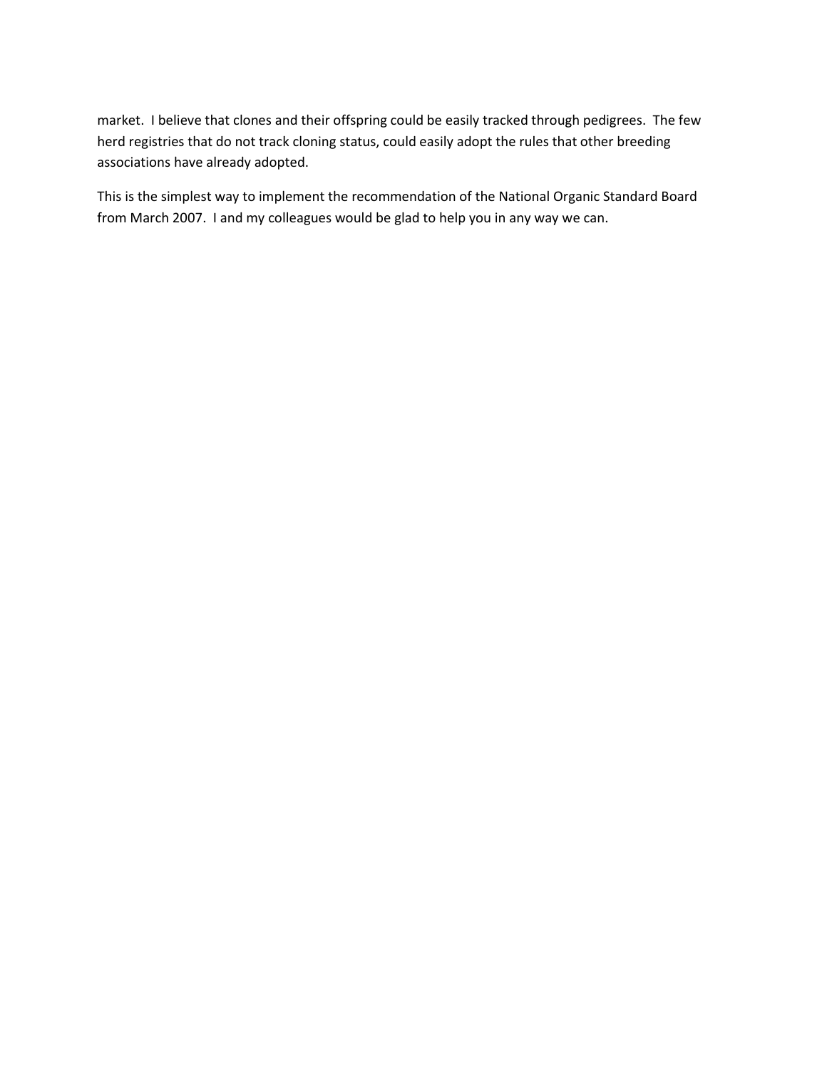market. I believe that clones and their offspring could be easily tracked through pedigrees. The few herd registries that do not track cloning status, could easily adopt the rules that other breeding associations have already adopted.

This is the simplest way to implement the recommendation of the National Organic Standard Board from March 2007. I and my colleagues would be glad to help you in any way we can.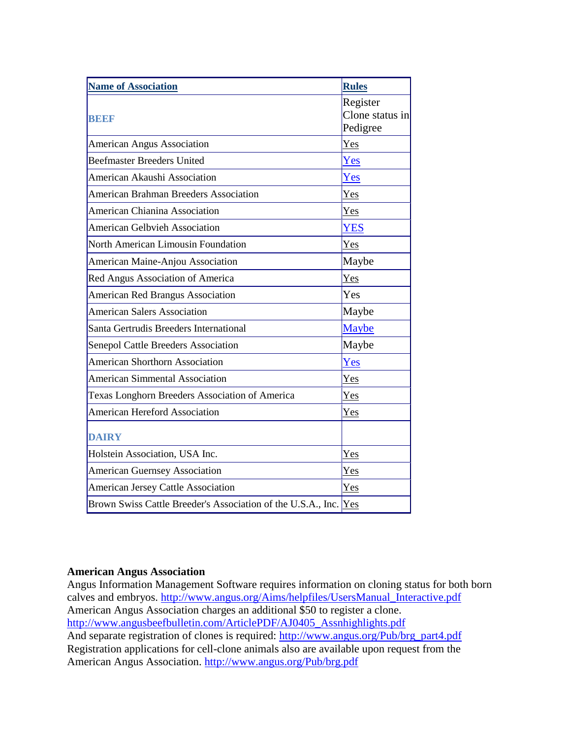| Name of Association | Rules |
|---|---|
| **BEEF** | Register Clone status in Pedigree |
| American Angus Association | Yes |
| Beefmaster Breeders United | Yes |
| American Akaushi Association | Yes |
| American Brahman Breeders Association | Yes |
| American Chianina Association | Yes |
| American Gelbvieh Association | YES |
| North American Limousin Foundation | Yes |
| American Maine-Anjou Association | Maybe |
| Red Angus Association of America | Yes |
| American Red Brangus Association | Yes |
| American Salers Association | Maybe |
| Santa Gertrudis Breeders International | Maybe |
| Senepol Cattle Breeders Association | Maybe |
| American Shorthorn Association | Yes |
| American Simmental Association | Yes |
| Texas Longhorn Breeders Association of America | Yes |
| American Hereford Association | Yes |
| **DAIRY** | |
| Holstein Association, USA Inc. | Yes |
| American Guernsey Association | Yes |
| American Jersey Cattle Association | Yes |
| Brown Swiss Cattle Breeder's Association of the U.S.A., Inc. | Yes |

**American Angus Association**

Angus Information Management Software requires information on cloning status for both born calves and embryos. http://www.angus.org/Aims/helpfiles/UsersManual_Interactive.pdf
American Angus Association charges an additional $50 to register a clone.
http://www.angusbeefbulletin.com/ArticlePDF/AJ0405_Assnhighlights.pdf
And separate registration of clones is required: http://www.angus.org/Pub/brg_part4.pdf
Registration applications for cell-clone animals also are available upon request from the American Angus Association. http://www.angus.org/Pub/brg.pdf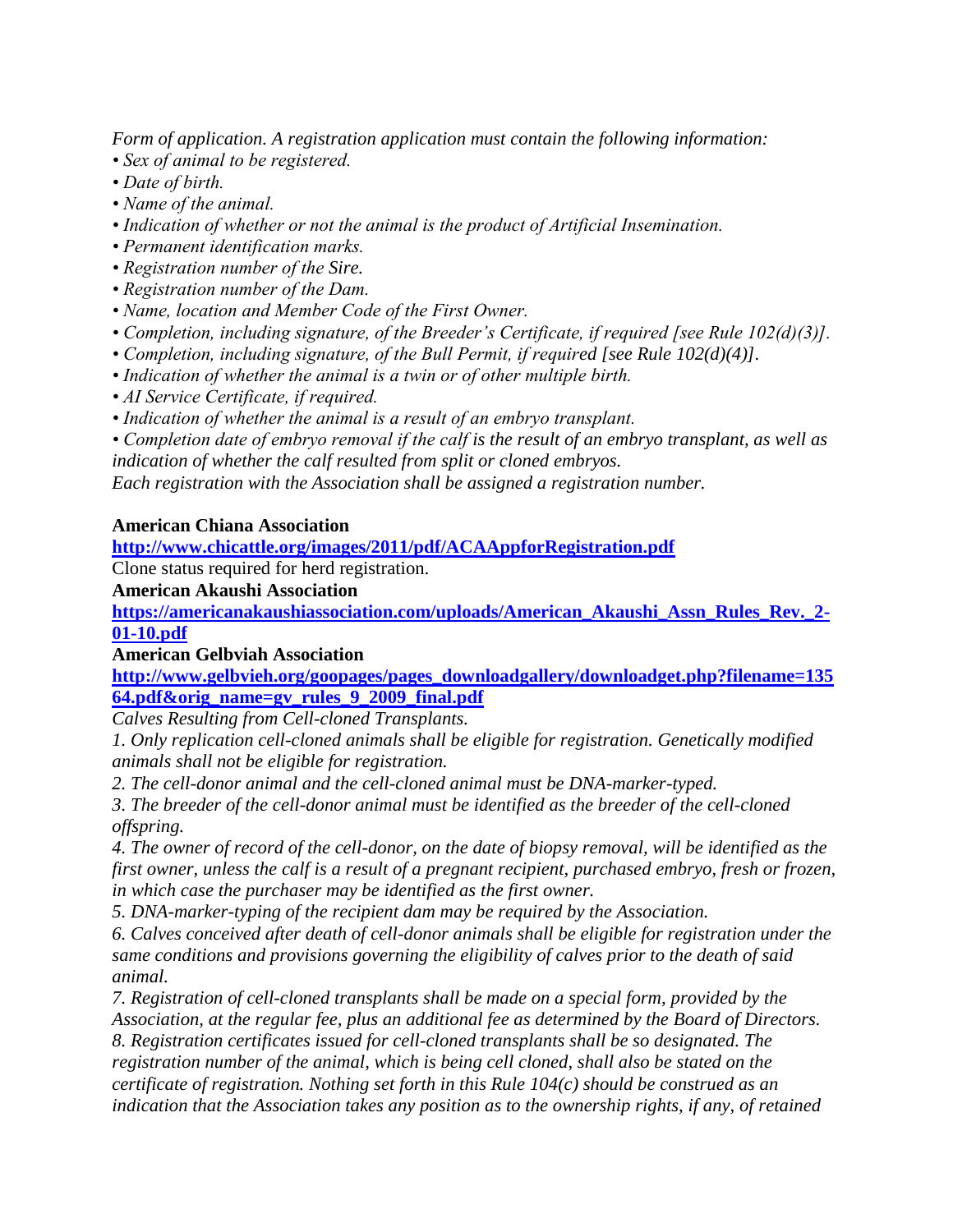*Form of application. A registration application must contain the following information:*

- *Sex of animal to be registered.*
- *Date of birth.*
- *Name of the animal.*
- *Indication of whether or not the animal is the product of Artificial Insemination.*
- *Permanent identification marks.*
- *Registration number of the Sire.*
- *Registration number of the Dam.*
- *Name, location and Member Code of the First Owner.*
- *Completion, including signature, of the Breeder's Certificate, if required [see Rule 102(d)(3)].*
- *Completion, including signature, of the Bull Permit, if required [see Rule 102(d)(4)].*
- *Indication of whether the animal is a twin or of other multiple birth.*
- *AI Service Certificate, if required.*
- *Indication of whether the animal is a result of an embryo transplant.*
- *Completion date of embryo removal if the calf is the result of an embryo transplant, as well as indication of whether the calf resulted from split or cloned embryos.*

*Each registration with the Association shall be assigned a registration number.*

**American Chiana Association**

**[http://www.chicattle.org/images/2011/pdf/ACAAppforRegistration.pdf](http://www.chicattle.org/images/2011/pdf/ACAAppforRegistration.pdf)**

Clone status required for herd registration.

**American Akaushi Association**

**[https://americanakaushiassociation.com/uploads/American_Akaushi_Assn_Rules_Rev._2-01-10.pdf](https://americanakaushiassociation.com/uploads/American_Akaushi_Assn_Rules_Rev._2-01-10.pdf)**

**American Gelbviah Association**

**[http://www.gelbvieh.org/goopages/pages_downloadgallery/downloadget.php?filename=13564.pdf&orig_name=gv_rules_9_2009_final.pdf](http://www.gelbvieh.org/goopages/pages_downloadgallery/downloadget.php?filename=13564.pdf&orig_name=gv_rules_9_2009_final.pdf)**

*Calves Resulting from Cell-cloned Transplants.*

*1. Only replication cell-cloned animals shall be eligible for registration. Genetically modified animals shall not be eligible for registration.*

*2. The cell-donor animal and the cell-cloned animal must be DNA-marker-typed.*

*3. The breeder of the cell-donor animal must be identified as the breeder of the cell-cloned offspring.*

*4. The owner of record of the cell-donor, on the date of biopsy removal, will be identified as the first owner, unless the calf is a result of a pregnant recipient, purchased embryo, fresh or frozen, in which case the purchaser may be identified as the first owner.*

*5. DNA-marker-typing of the recipient dam may be required by the Association.*

*6. Calves conceived after death of cell-donor animals shall be eligible for registration under the same conditions and provisions governing the eligibility of calves prior to the death of said animal.*

*7. Registration of cell-cloned transplants shall be made on a special form, provided by the Association, at the regular fee, plus an additional fee as determined by the Board of Directors.*

*8. Registration certificates issued for cell-cloned transplants shall be so designated. The registration number of the animal, which is being cell cloned, shall also be stated on the certificate of registration. Nothing set forth in this Rule 104(c) should be construed as an indication that the Association takes any position as to the ownership rights, if any, of retained*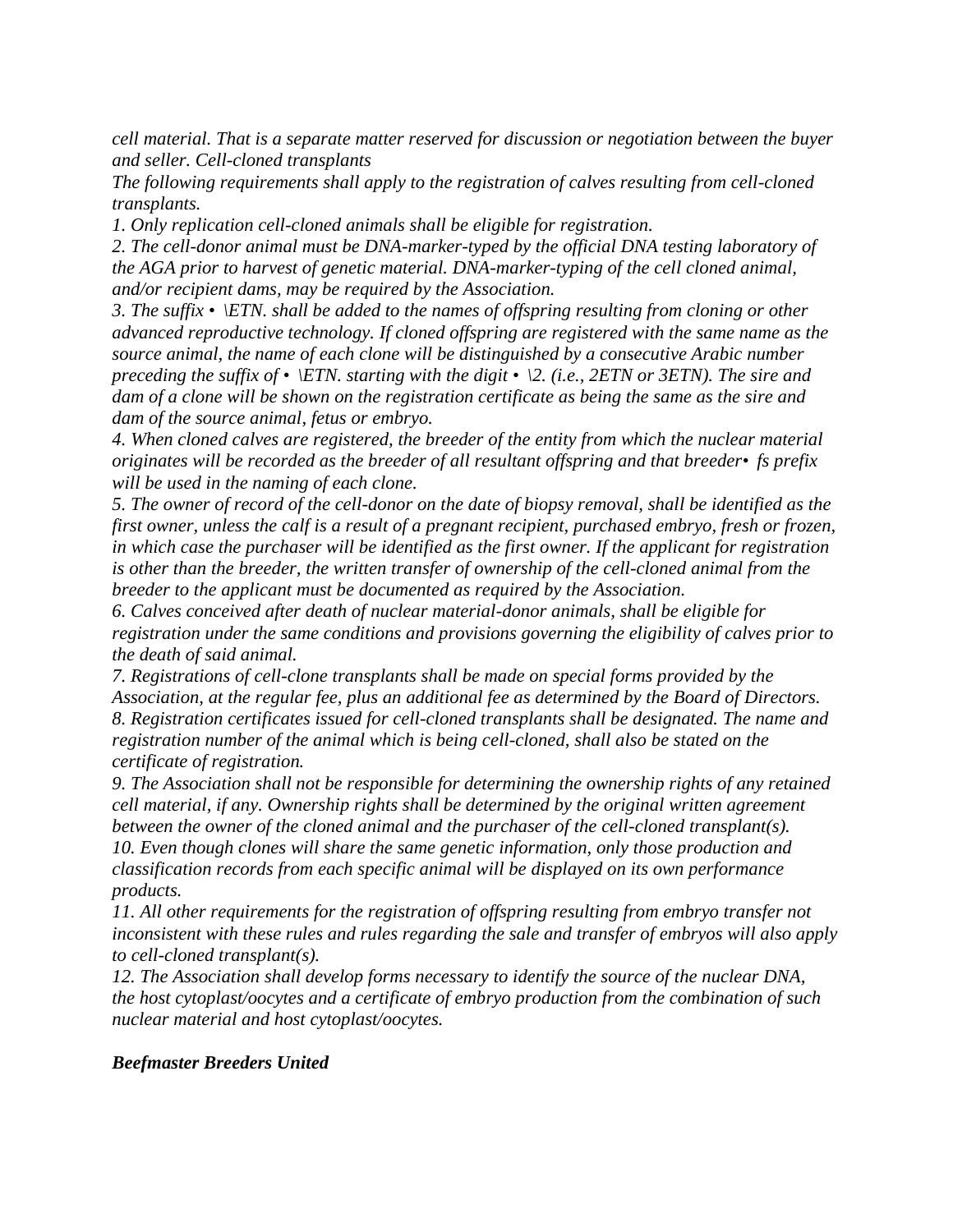*cell material. That is a separate matter reserved for discussion or negotiation between the buyer and seller. Cell-cloned transplants*

*The following requirements shall apply to the registration of calves resulting from cell-cloned transplants.*

*1. Only replication cell-cloned animals shall be eligible for registration.*

*2. The cell-donor animal must be DNA-marker-typed by the official DNA testing laboratory of the AGA prior to harvest of genetic material. DNA-marker-typing of the cell cloned animal, and/or recipient dams, may be required by the Association.*

*3. The suffix • \ETN. shall be added to the names of offspring resulting from cloning or other advanced reproductive technology. If cloned offspring are registered with the same name as the source animal, the name of each clone will be distinguished by a consecutive Arabic number preceding the suffix of • \ETN. starting with the digit • \2. (i.e., 2ETN or 3ETN). The sire and dam of a clone will be shown on the registration certificate as being the same as the sire and dam of the source animal, fetus or embryo.*

*4. When cloned calves are registered, the breeder of the entity from which the nuclear material originates will be recorded as the breeder of all resultant offspring and that breeder• fs prefix will be used in the naming of each clone.*

*5. The owner of record of the cell-donor on the date of biopsy removal, shall be identified as the first owner, unless the calf is a result of a pregnant recipient, purchased embryo, fresh or frozen, in which case the purchaser will be identified as the first owner. If the applicant for registration is other than the breeder, the written transfer of ownership of the cell-cloned animal from the breeder to the applicant must be documented as required by the Association.*

*6. Calves conceived after death of nuclear material-donor animals, shall be eligible for registration under the same conditions and provisions governing the eligibility of calves prior to the death of said animal.*

*7. Registrations of cell-clone transplants shall be made on special forms provided by the Association, at the regular fee, plus an additional fee as determined by the Board of Directors.*

*8. Registration certificates issued for cell-cloned transplants shall be designated. The name and registration number of the animal which is being cell-cloned, shall also be stated on the certificate of registration.*

*9. The Association shall not be responsible for determining the ownership rights of any retained cell material, if any. Ownership rights shall be determined by the original written agreement between the owner of the cloned animal and the purchaser of the cell-cloned transplant(s).*

*10. Even though clones will share the same genetic information, only those production and classification records from each specific animal will be displayed on its own performance products.*

*11. All other requirements for the registration of offspring resulting from embryo transfer not inconsistent with these rules and rules regarding the sale and transfer of embryos will also apply to cell-cloned transplant(s).*

*12. The Association shall develop forms necessary to identify the source of the nuclear DNA, the host cytoplast/oocytes and a certificate of embryo production from the combination of such nuclear material and host cytoplast/oocytes.*

***Beefmaster Breeders United***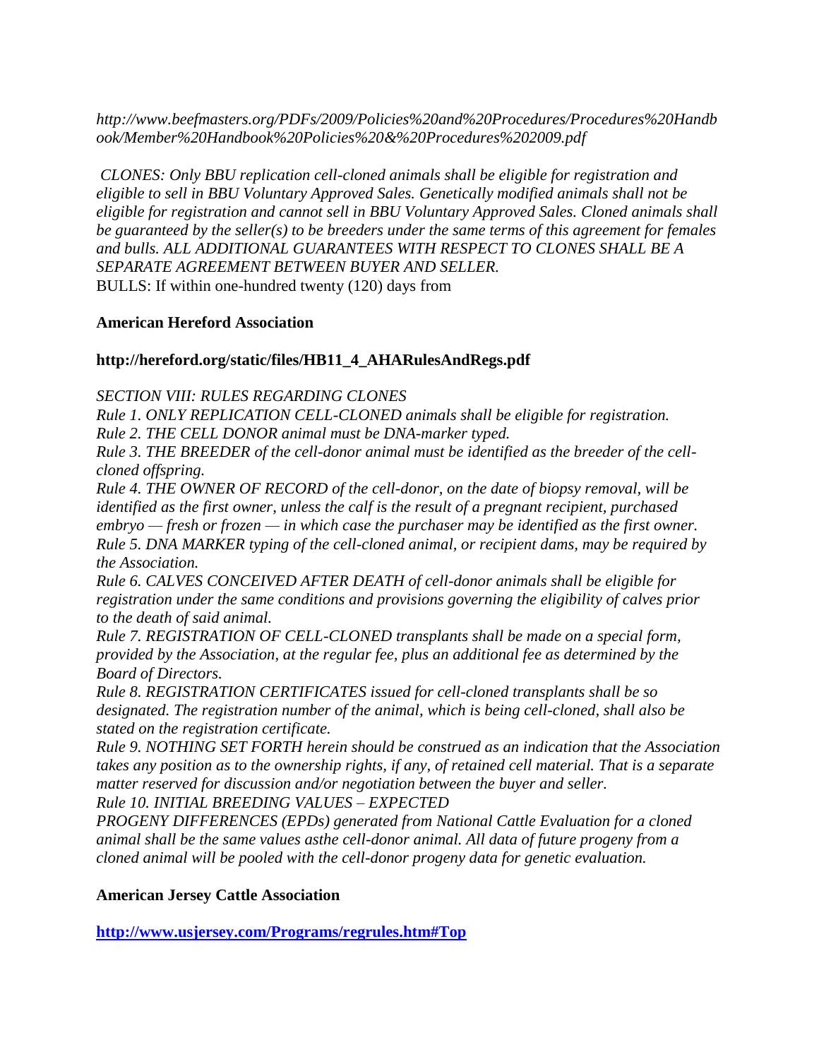*http://www.beefmasters.org/PDFs/2009/Policies%20and%20Procedures/Procedures%20Handbook/Member%20Handbook%20Policies%20&%20Procedures%202009.pdf*

*CLONES: Only BBU replication cell-cloned animals shall be eligible for registration and eligible to sell in BBU Voluntary Approved Sales. Genetically modified animals shall not be eligible for registration and cannot sell in BBU Voluntary Approved Sales. Cloned animals shall be guaranteed by the seller(s) to be breeders under the same terms of this agreement for females and bulls. ALL ADDITIONAL GUARANTEES WITH RESPECT TO CLONES SHALL BE A SEPARATE AGREEMENT BETWEEN BUYER AND SELLER.*
BULLS: If within one-hundred twenty (120) days from

**American Hereford Association**

**http://hereford.org/static/files/HB11_4_AHARulesAndRegs.pdf**

*SECTION VIII: RULES REGARDING CLONES*
*Rule 1. ONLY REPLICATION CELL-CLONED animals shall be eligible for registration.*
*Rule 2. THE CELL DONOR animal must be DNA-marker typed.*
*Rule 3. THE BREEDER of the cell-donor animal must be identified as the breeder of the cell-cloned offspring.*
*Rule 4. THE OWNER OF RECORD of the cell-donor, on the date of biopsy removal, will be identified as the first owner, unless the calf is the result of a pregnant recipient, purchased embryo — fresh or frozen — in which case the purchaser may be identified as the first owner.*
*Rule 5. DNA MARKER typing of the cell-cloned animal, or recipient dams, may be required by the Association.*
*Rule 6. CALVES CONCEIVED AFTER DEATH of cell-donor animals shall be eligible for registration under the same conditions and provisions governing the eligibility of calves prior to the death of said animal.*
*Rule 7. REGISTRATION OF CELL-CLONED transplants shall be made on a special form, provided by the Association, at the regular fee, plus an additional fee as determined by the Board of Directors.*
*Rule 8. REGISTRATION CERTIFICATES issued for cell-cloned transplants shall be so designated. The registration number of the animal, which is being cell-cloned, shall also be stated on the registration certificate.*
*Rule 9. NOTHING SET FORTH herein should be construed as an indication that the Association takes any position as to the ownership rights, if any, of retained cell material. That is a separate matter reserved for discussion and/or negotiation between the buyer and seller.*
*Rule 10. INITIAL BREEDING VALUES – EXPECTED PROGENY DIFFERENCES (EPDs) generated from National Cattle Evaluation for a cloned animal shall be the same values asthe cell-donor animal. All data of future progeny from a cloned animal will be pooled with the cell-donor progeny data for genetic evaluation.*

**American Jersey Cattle Association**

**http://www.usjersey.com/Programs/regrules.htm#Top**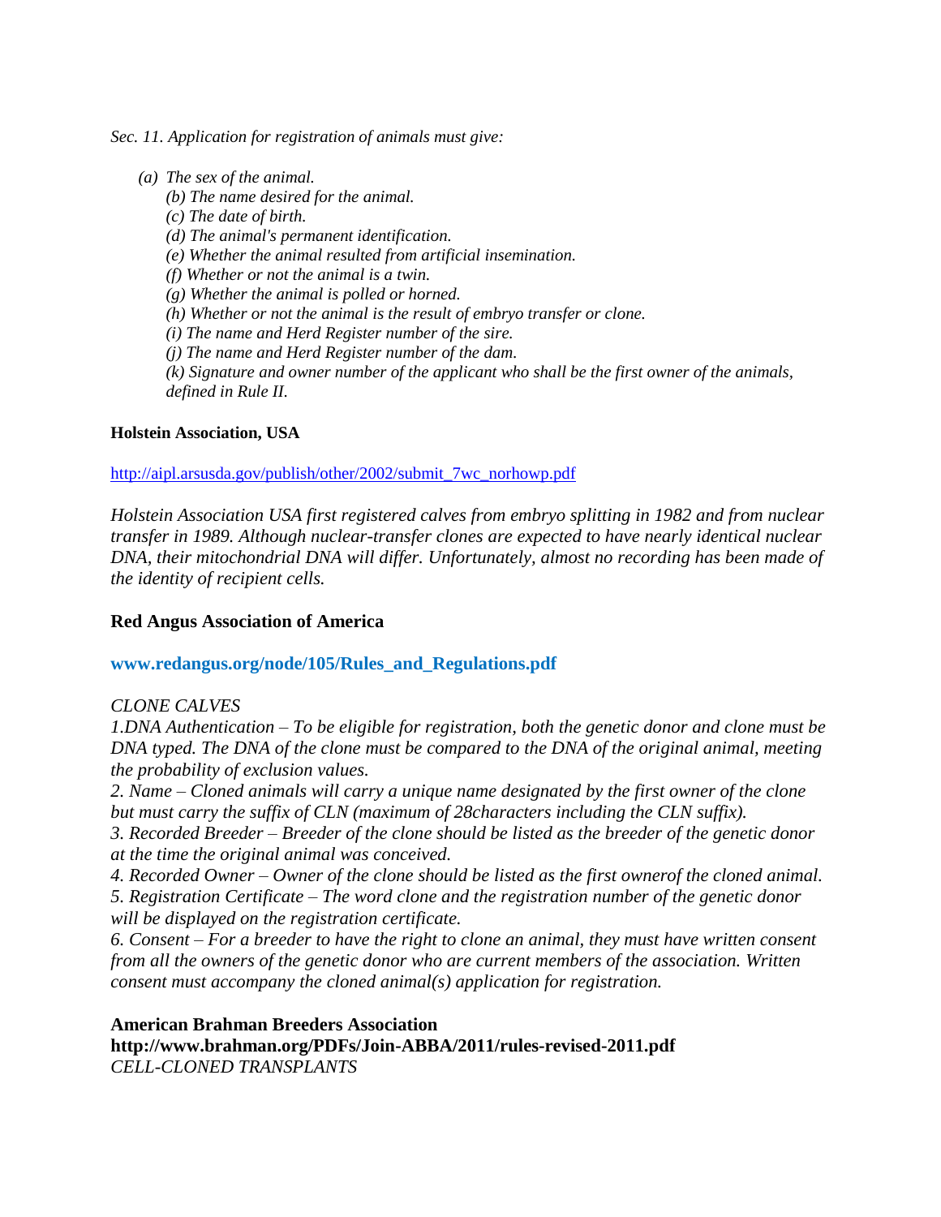*Sec. 11. Application for registration of animals must give:*

*(a) The sex of the animal.*
*(b) The name desired for the animal.*
*(c) The date of birth.*
*(d) The animal's permanent identification.*
*(e) Whether the animal resulted from artificial insemination.*
*(f) Whether or not the animal is a twin.*
*(g) Whether the animal is polled or horned.*
*(h) Whether or not the animal is the result of embryo transfer or clone.*
*(i) The name and Herd Register number of the sire.*
*(j) The name and Herd Register number of the dam.*
*(k) Signature and owner number of the applicant who shall be the first owner of the animals, defined in Rule II.*

**Holstein Association, USA**

http://aipl.arsusda.gov/publish/other/2002/submit_7wc_norhowp.pdf

*Holstein Association USA first registered calves from embryo splitting in 1982 and from nuclear transfer in 1989. Although nuclear-transfer clones are expected to have nearly identical nuclear DNA, their mitochondrial DNA will differ. Unfortunately, almost no recording has been made of the identity of recipient cells.*

**Red Angus Association of America**

**www.redangus.org/node/105/Rules_and_Regulations.pdf**

*CLONE CALVES*
*1.DNA Authentication – To be eligible for registration, both the genetic donor and clone must be DNA typed. The DNA of the clone must be compared to the DNA of the original animal, meeting the probability of exclusion values.*
*2. Name – Cloned animals will carry a unique name designated by the first owner of the clone but must carry the suffix of CLN (maximum of 28characters including the CLN suffix).*
*3. Recorded Breeder – Breeder of the clone should be listed as the breeder of the genetic donor at the time the original animal was conceived.*
*4. Recorded Owner – Owner of the clone should be listed as the first ownerof the cloned animal.*
*5. Registration Certificate – The word clone and the registration number of the genetic donor will be displayed on the registration certificate.*
*6. Consent – For a breeder to have the right to clone an animal, they must have written consent from all the owners of the genetic donor who are current members of the association. Written consent must accompany the cloned animal(s) application for registration.*

**American Brahman Breeders Association**
**http://www.brahman.org/PDFs/Join-ABBA/2011/rules-revised-2011.pdf**
*CELL-CLONED TRANSPLANTS*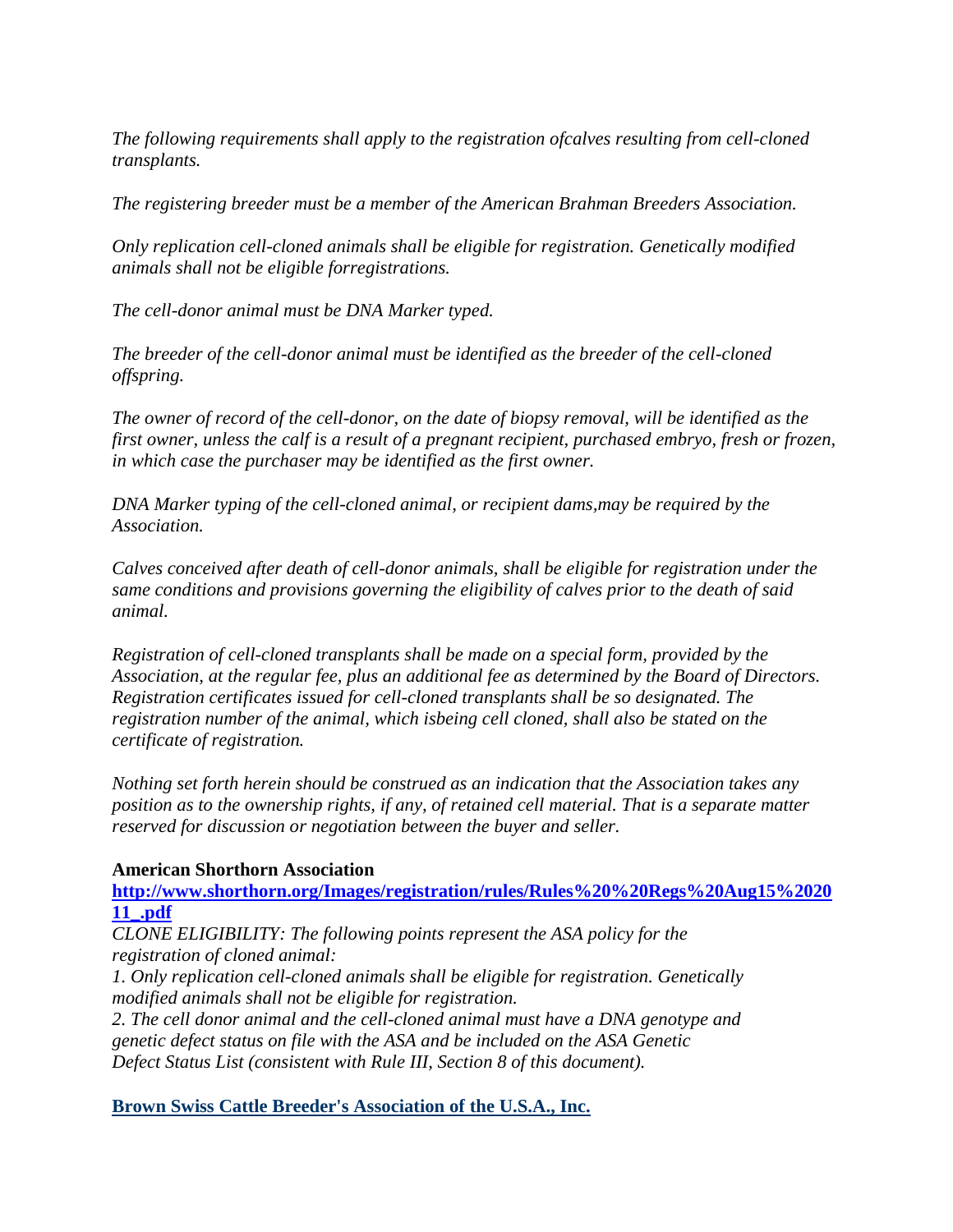*The following requirements shall apply to the registration ofcalves resulting from cell-cloned transplants.*

*The registering breeder must be a member of the American Brahman Breeders Association.*

*Only replication cell-cloned animals shall be eligible for registration. Genetically modified animals shall not be eligible forregistrations.*

*The cell-donor animal must be DNA Marker typed.*

*The breeder of the cell-donor animal must be identified as the breeder of the cell-cloned offspring.*

*The owner of record of the cell-donor, on the date of biopsy removal, will be identified as the first owner, unless the calf is a result of a pregnant recipient, purchased embryo, fresh or frozen, in which case the purchaser may be identified as the first owner.*

*DNA Marker typing of the cell-cloned animal, or recipient dams,may be required by the Association.*

*Calves conceived after death of cell-donor animals, shall be eligible for registration under the same conditions and provisions governing the eligibility of calves prior to the death of said animal.*

*Registration of cell-cloned transplants shall be made on a special form, provided by the Association, at the regular fee, plus an additional fee as determined by the Board of Directors. Registration certificates issued for cell-cloned transplants shall be so designated. The registration number of the animal, which isbeing cell cloned, shall also be stated on the certificate of registration.*

*Nothing set forth herein should be construed as an indication that the Association takes any position as to the ownership rights, if any, of retained cell material. That is a separate matter reserved for discussion or negotiation between the buyer and seller.*

**American Shorthorn Association**
**http://www.shorthorn.org/Images/registration/rules/Rules%20%20Regs%20Aug15%202011_.pdf**
*CLONE ELIGIBILITY: The following points represent the ASA policy for the registration of cloned animal:*
*1. Only replication cell-cloned animals shall be eligible for registration. Genetically modified animals shall not be eligible for registration.*
*2. The cell donor animal and the cell-cloned animal must have a DNA genotype and genetic defect status on file with the ASA and be included on the ASA Genetic Defect Status List (consistent with Rule III, Section 8 of this document).*

**Brown Swiss Cattle Breeder's Association of the U.S.A., Inc.**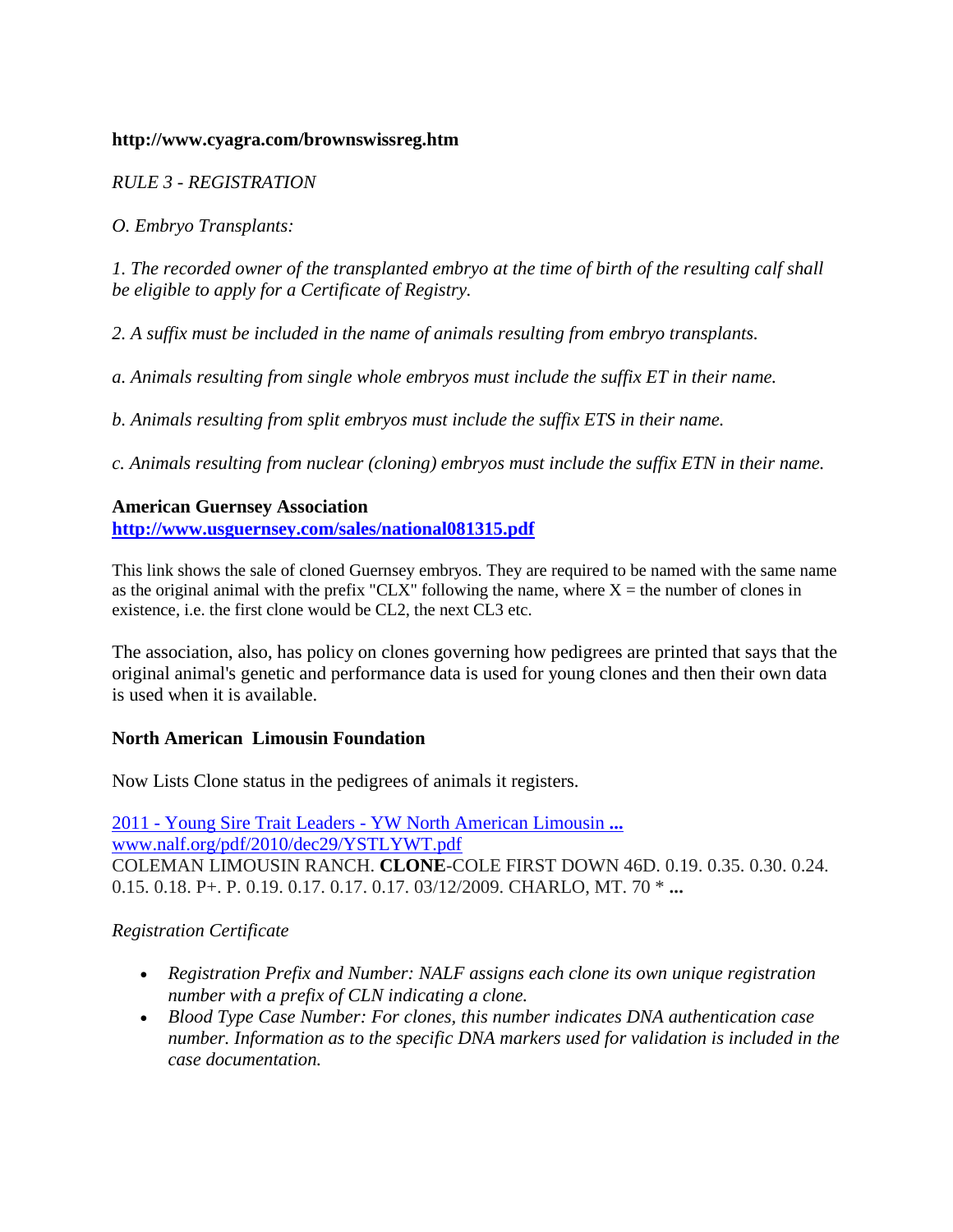**http://www.cyagra.com/brownswissreg.htm**

*RULE 3 - REGISTRATION*

*O. Embryo Transplants:*

*1. The recorded owner of the transplanted embryo at the time of birth of the resulting calf shall be eligible to apply for a Certificate of Registry.*

*2. A suffix must be included in the name of animals resulting from embryo transplants.*

*a. Animals resulting from single whole embryos must include the suffix ET in their name.*

*b. Animals resulting from split embryos must include the suffix ETS in their name.*

*c. Animals resulting from nuclear (cloning) embryos must include the suffix ETN in their name.*

**American Guernsey Association**
**[http://www.usguernsey.com/sales/national081315.pdf](http://www.usguernsey.com/sales/national081315.pdf)**

This link shows the sale of cloned Guernsey embryos. They are required to be named with the same name as the original animal with the prefix "CLX" following the name, where X = the number of clones in existence, i.e. the first clone would be CL2, the next CL3 etc.

The association, also, has policy on clones governing how pedigrees are printed that says that the original animal's genetic and performance data is used for young clones and then their own data is used when it is available.

**North American Limousin Foundation**

Now Lists Clone status in the pedigrees of animals it registers.

[2011 - Young Sire Trait Leaders - YW North American Limousin **...**](www.nalf.org/pdf/2010/dec29/YSTLYWT.pdf)
www.nalf.org/pdf/2010/dec29/YSTLYWT.pdf
COLEMAN LIMOUSIN RANCH. **CLONE**-COLE FIRST DOWN 46D. 0.19. 0.35. 0.30. 0.24. 0.15. 0.18. P+. P. 0.19. 0.17. 0.17. 0.17. 03/12/2009. CHARLO, MT. 70 * **...**

*Registration Certificate*

- *Registration Prefix and Number: NALF assigns each clone its own unique registration number with a prefix of CLN indicating a clone.*
- *Blood Type Case Number: For clones, this number indicates DNA authentication case number. Information as to the specific DNA markers used for validation is included in the case documentation.*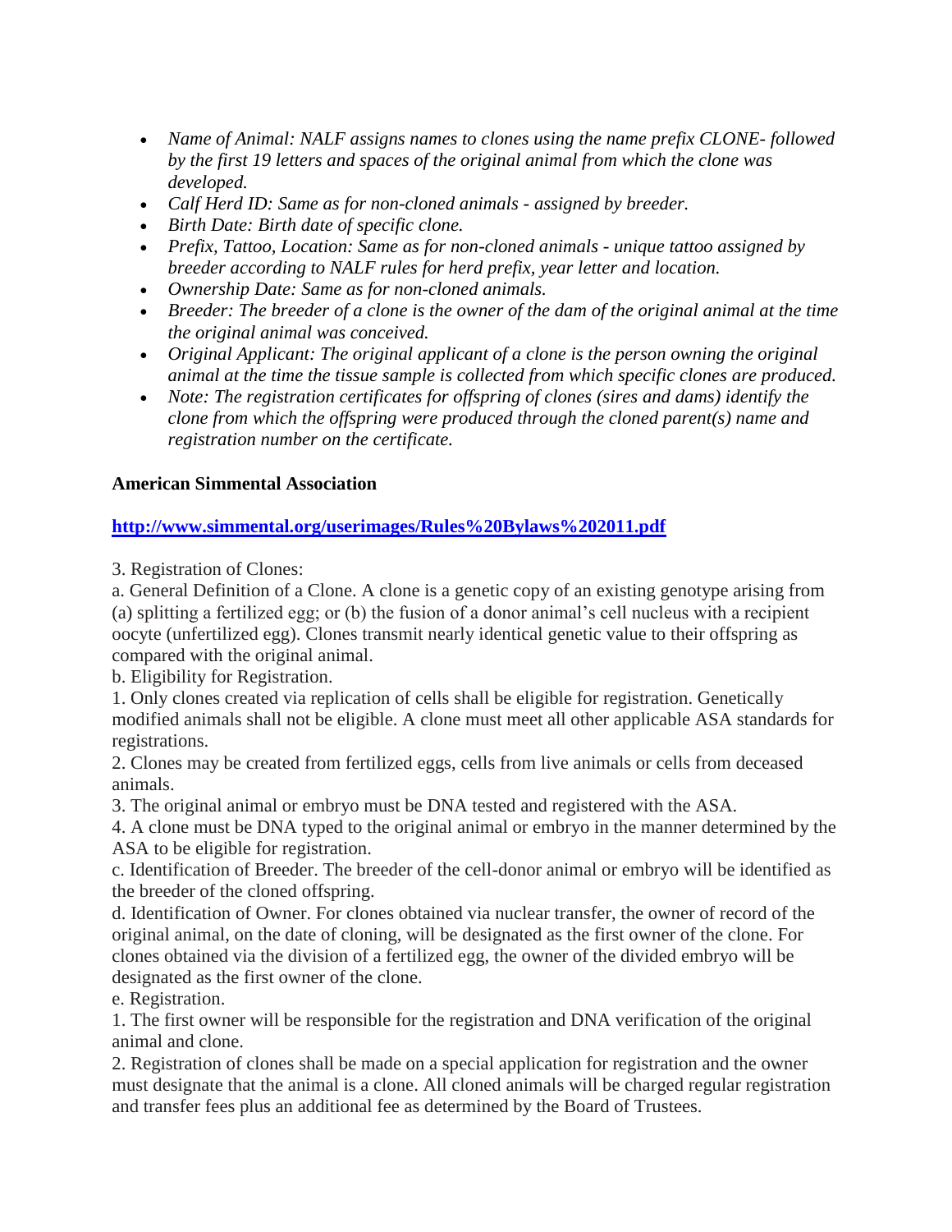- *Name of Animal: NALF assigns names to clones using the name prefix CLONE- followed by the first 19 letters and spaces of the original animal from which the clone was developed.*
- *Calf Herd ID: Same as for non-cloned animals - assigned by breeder.*
- *Birth Date: Birth date of specific clone.*
- *Prefix, Tattoo, Location: Same as for non-cloned animals - unique tattoo assigned by breeder according to NALF rules for herd prefix, year letter and location.*
- *Ownership Date: Same as for non-cloned animals.*
- *Breeder: The breeder of a clone is the owner of the dam of the original animal at the time the original animal was conceived.*
- *Original Applicant: The original applicant of a clone is the person owning the original animal at the time the tissue sample is collected from which specific clones are produced.*
- *Note: The registration certificates for offspring of clones (sires and dams) identify the clone from which the offspring were produced through the cloned parent(s) name and registration number on the certificate.*

**American Simmental Association**

**http://www.simmental.org/userimages/Rules%20Bylaws%202011.pdf**

3. Registration of Clones:

a. General Definition of a Clone. A clone is a genetic copy of an existing genotype arising from (a) splitting a fertilized egg; or (b) the fusion of a donor animal's cell nucleus with a recipient oocyte (unfertilized egg). Clones transmit nearly identical genetic value to their offspring as compared with the original animal.

b. Eligibility for Registration.

1. Only clones created via replication of cells shall be eligible for registration. Genetically modified animals shall not be eligible. A clone must meet all other applicable ASA standards for registrations.

2. Clones may be created from fertilized eggs, cells from live animals or cells from deceased animals.

3. The original animal or embryo must be DNA tested and registered with the ASA.

4. A clone must be DNA typed to the original animal or embryo in the manner determined by the ASA to be eligible for registration.

c. Identification of Breeder. The breeder of the cell-donor animal or embryo will be identified as the breeder of the cloned offspring.

d. Identification of Owner. For clones obtained via nuclear transfer, the owner of record of the original animal, on the date of cloning, will be designated as the first owner of the clone. For clones obtained via the division of a fertilized egg, the owner of the divided embryo will be designated as the first owner of the clone.

e. Registration.

1. The first owner will be responsible for the registration and DNA verification of the original animal and clone.

2. Registration of clones shall be made on a special application for registration and the owner must designate that the animal is a clone. All cloned animals will be charged regular registration and transfer fees plus an additional fee as determined by the Board of Trustees.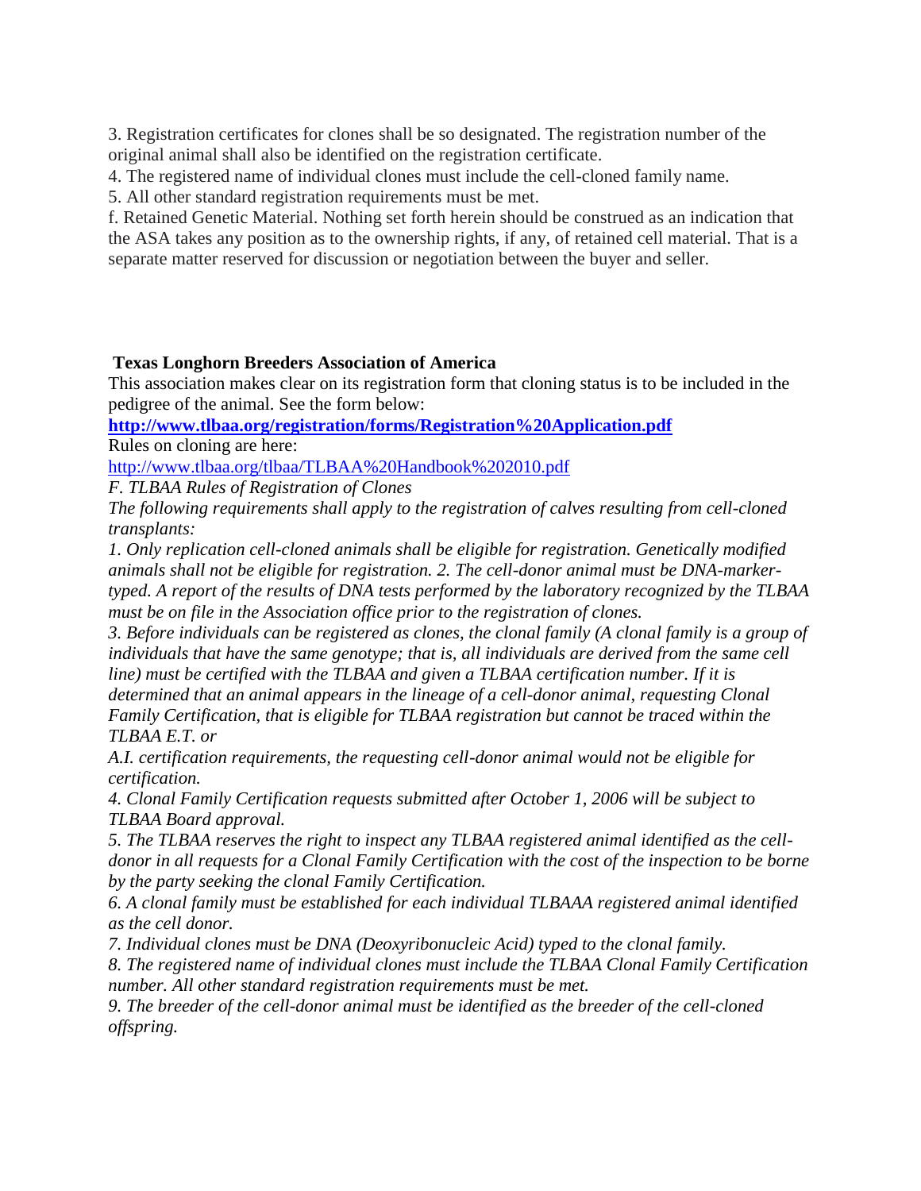3. Registration certificates for clones shall be so designated. The registration number of the original animal shall also be identified on the registration certificate.

4. The registered name of individual clones must include the cell-cloned family name.

5. All other standard registration requirements must be met.

f. Retained Genetic Material. Nothing set forth herein should be construed as an indication that the ASA takes any position as to the ownership rights, if any, of retained cell material. That is a separate matter reserved for discussion or negotiation between the buyer and seller.

**Texas Longhorn Breeders Association of America**

This association makes clear on its registration form that cloning status is to be included in the pedigree of the animal. See the form below:

**http://www.tlbaa.org/registration/forms/Registration%20Application.pdf**

Rules on cloning are here:

http://www.tlbaa.org/tlbaa/TLBAA%20Handbook%202010.pdf

*F. TLBAA Rules of Registration of Clones*

*The following requirements shall apply to the registration of calves resulting from cell-cloned transplants:*

*1. Only replication cell-cloned animals shall be eligible for registration. Genetically modified animals shall not be eligible for registration. 2. The cell-donor animal must be DNA-marker-typed. A report of the results of DNA tests performed by the laboratory recognized by the TLBAA must be on file in the Association office prior to the registration of clones.*

*3. Before individuals can be registered as clones, the clonal family (A clonal family is a group of individuals that have the same genotype; that is, all individuals are derived from the same cell line) must be certified with the TLBAA and given a TLBAA certification number. If it is determined that an animal appears in the lineage of a cell-donor animal, requesting Clonal Family Certification, that is eligible for TLBAA registration but cannot be traced within the TLBAA E.T. or A.I. certification requirements, the requesting cell-donor animal would not be eligible for certification.*

*4. Clonal Family Certification requests submitted after October 1, 2006 will be subject to TLBAA Board approval.*

*5. The TLBAA reserves the right to inspect any TLBAA registered animal identified as the cell-donor in all requests for a Clonal Family Certification with the cost of the inspection to be borne by the party seeking the clonal Family Certification.*

*6. A clonal family must be established for each individual TLBAAA registered animal identified as the cell donor.*

*7. Individual clones must be DNA (Deoxyribonucleic Acid) typed to the clonal family.*

*8. The registered name of individual clones must include the TLBAA Clonal Family Certification number. All other standard registration requirements must be met.*

*9. The breeder of the cell-donor animal must be identified as the breeder of the cell-cloned offspring.*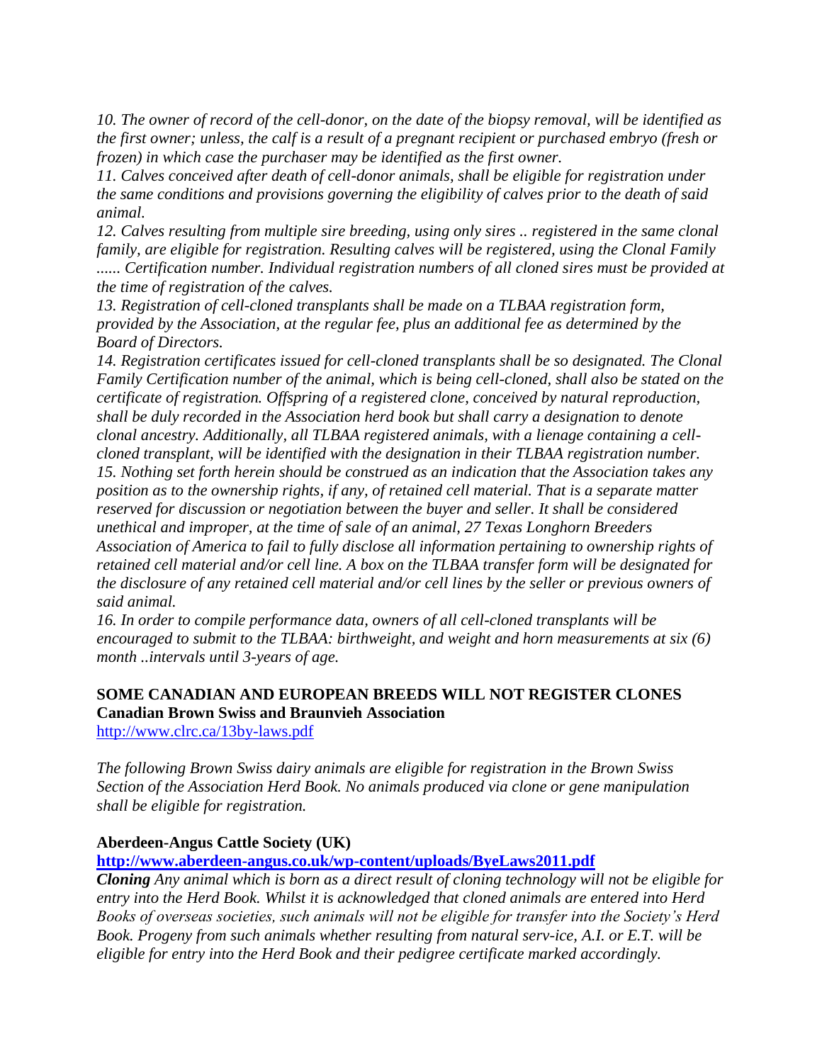*10. The owner of record of the cell-donor, on the date of the biopsy removal, will be identified as the first owner; unless, the calf is a result of a pregnant recipient or purchased embryo (fresh or frozen) in which case the purchaser may be identified as the first owner.*
*11. Calves conceived after death of cell-donor animals, shall be eligible for registration under the same conditions and provisions governing the eligibility of calves prior to the death of said animal.*
*12. Calves resulting from multiple sire breeding, using only sires .. registered in the same clonal family, are eligible for registration. Resulting calves will be registered, using the Clonal Family ...... Certification number. Individual registration numbers of all cloned sires must be provided at the time of registration of the calves.*
*13. Registration of cell-cloned transplants shall be made on a TLBAA registration form, provided by the Association, at the regular fee, plus an additional fee as determined by the Board of Directors.*
*14. Registration certificates issued for cell-cloned transplants shall be so designated. The Clonal Family Certification number of the animal, which is being cell-cloned, shall also be stated on the certificate of registration. Offspring of a registered clone, conceived by natural reproduction, shall be duly recorded in the Association herd book but shall carry a designation to denote clonal ancestry. Additionally, all TLBAA registered animals, with a lienage containing a cell-cloned transplant, will be identified with the designation in their TLBAA registration number.*
*15. Nothing set forth herein should be construed as an indication that the Association takes any position as to the ownership rights, if any, of retained cell material. That is a separate matter reserved for discussion or negotiation between the buyer and seller. It shall be considered unethical and improper, at the time of sale of an animal, 27 Texas Longhorn Breeders Association of America to fail to fully disclose all information pertaining to ownership rights of retained cell material and/or cell line. A box on the TLBAA transfer form will be designated for the disclosure of any retained cell material and/or cell lines by the seller or previous owners of said animal.*
*16. In order to compile performance data, owners of all cell-cloned transplants will be encouraged to submit to the TLBAA: birthweight, and weight and horn measurements at six (6) month ..intervals until 3-years of age.*

**SOME CANADIAN AND EUROPEAN BREEDS WILL NOT REGISTER CLONES**
**Canadian Brown Swiss and Braunvieh Association**
http://www.clrc.ca/13by-laws.pdf

*The following Brown Swiss dairy animals are eligible for registration in the Brown Swiss Section of the Association Herd Book. No animals produced via clone or gene manipulation shall be eligible for registration.*

**Aberdeen-Angus Cattle Society (UK)**
**http://www.aberdeen-angus.co.uk/wp-content/uploads/ByeLaws2011.pdf**
***Cloning*** *Any animal which is born as a direct result of cloning technology will not be eligible for entry into the Herd Book. Whilst it is acknowledged that cloned animals are entered into Herd Books of overseas societies, such animals will not be eligible for transfer into the Society's Herd Book. Progeny from such animals whether resulting from natural serv-ice, A.I. or E.T. will be eligible for entry into the Herd Book and their pedigree certificate marked accordingly.*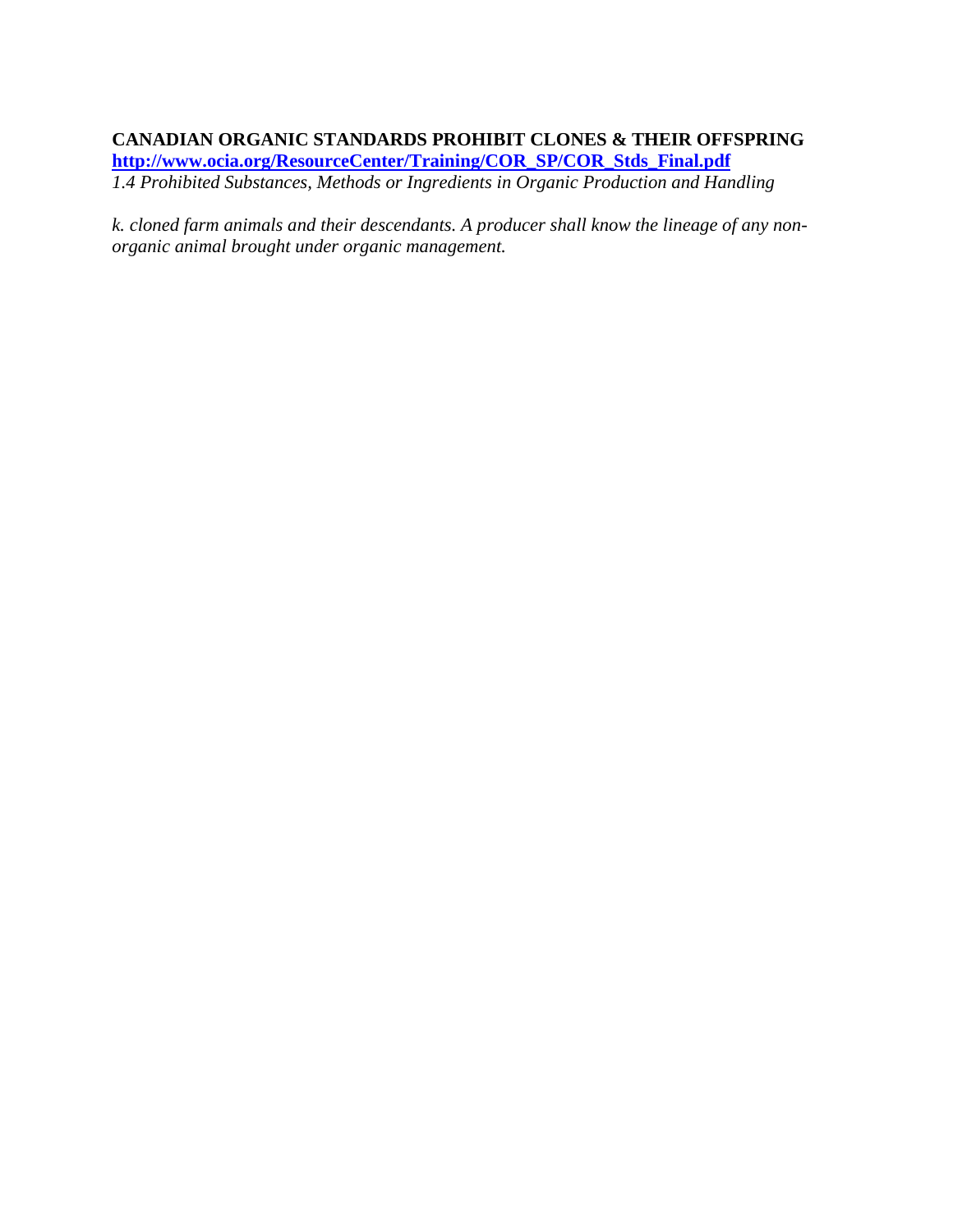**CANADIAN ORGANIC STANDARDS PROHIBIT CLONES & THEIR OFFSPRING**
**[http://www.ocia.org/ResourceCenter/Training/COR_SP/COR_Stds_Final.pdf](http://www.ocia.org/ResourceCenter/Training/COR_SP/COR_Stds_Final.pdf)**
*1.4 Prohibited Substances, Methods or Ingredients in Organic Production and Handling*

*k. cloned farm animals and their descendants. A producer shall know the lineage of any non-organic animal brought under organic management.*